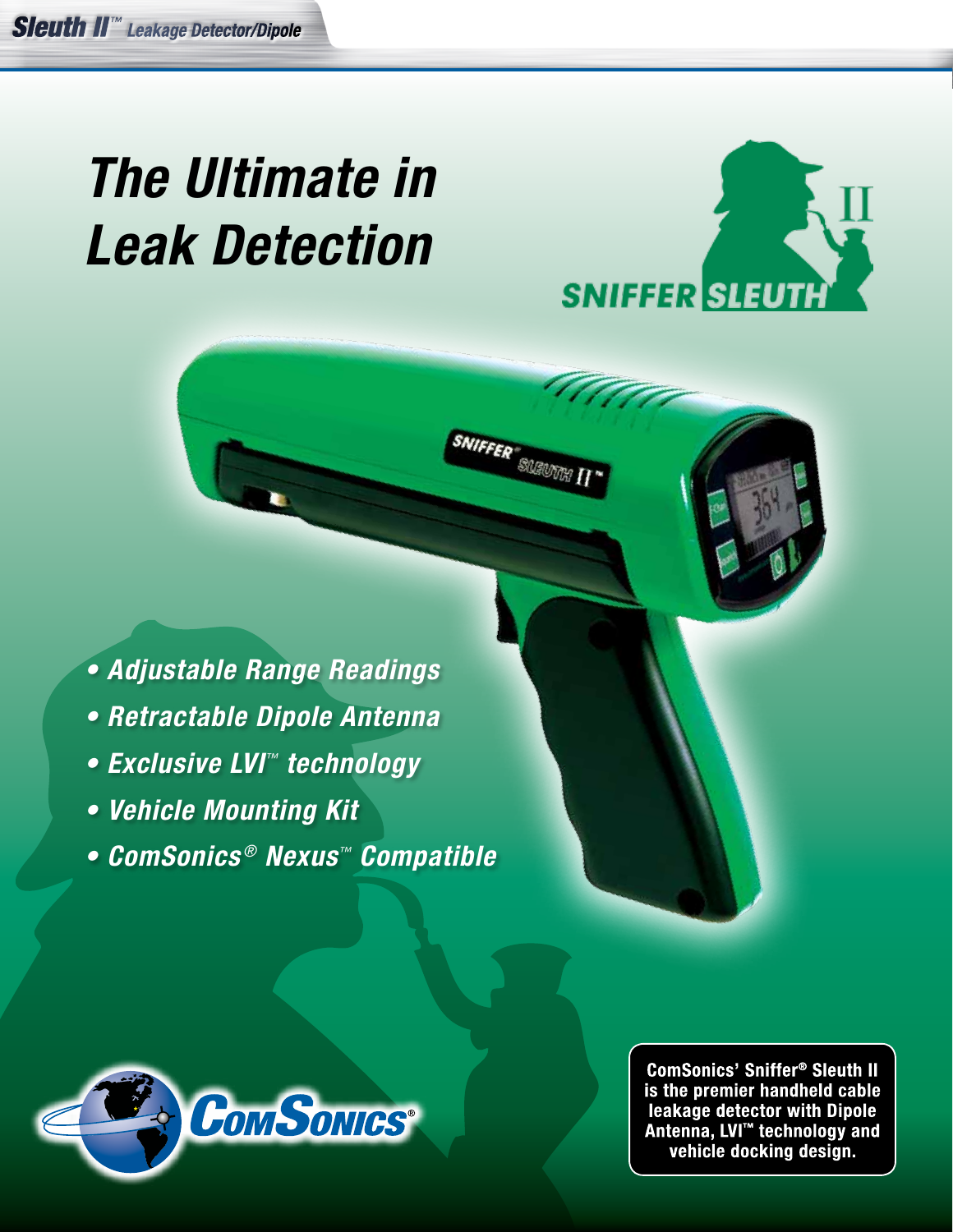# The Ultimate in Leak Detection

SNIFFER SLEUTH II

- *Adjustable Range Readings*
- *Retractable Dipole Antenna*
- *Exclusive LVI™ technology*
- *Vehicle Mounting Kit*
- *ComSonics® Nexus™ Compatible*

ComSonics®

**ComSonics' Sniffer® Sleuth II is the premier handheld cable leakage detector with Dipole Antenna, LVI™ technology and vehicle docking design.**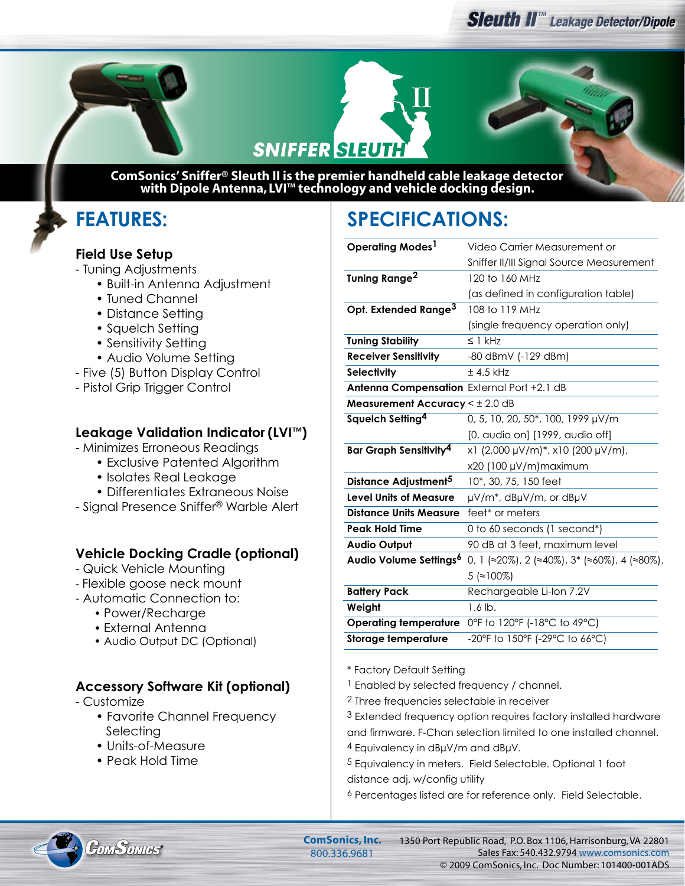Sleuth II™ Leakage Detector/Dipole

SNIFFER SLEUTH II

**ComSonics' Sniffer® Sleuth II is the premier handheld cable leakage detector with Dipole Antenna, LVI™ technology and vehicle docking design.**

## FEATURES:

### Field Use Setup

- Tuning Adjustments
  - Built-in Antenna Adjustment
  - Tuned Channel
  - Distance Setting
  - Squelch Setting
  - Sensitivity Setting
  - Audio Volume Setting
- Five (5) Button Display Control
- Pistol Grip Trigger Control

### Leakage Validation Indicator (LVI™)

- Minimizes Erroneous Readings
  - Exclusive Patented Algorithm
  - Isolates Real Leakage
  - Differentiates Extraneous Noise
- Signal Presence Sniffer® Warble Alert

### Vehicle Docking Cradle (optional)

- Quick Vehicle Mounting
- Flexible goose neck mount
- Automatic Connection to:
  - Power/Recharge
  - External Antenna
  - Audio Output DC (Optional)

### Accessory Software Kit (optional)

- Customize
  - Favorite Channel Frequency Selecting
  - Units-of-Measure
  - Peak Hold Time

## SPECIFICATIONS:

| | |
|---|---|
| **Operating Modes**[1] | Video Carrier Measurement or Sniffer II/III Signal Source Measurement |
| **Tuning Range**[2] | 120 to 160 MHz (as defined in configuration table) |
| **Opt. Extended Range**[3] | 108 to 119 MHz (single frequency operation only) |
| **Tuning Stability** | ≤ 1 kHz |
| **Receiver Sensitivity** | -80 dBmV (-129 dBm) |
| **Selectivity** | ± 4.5 kHz |
| **Antenna Compensation** | External Port +2.1 dB |
| **Measurement Accuracy** | < ± 2.0 dB |
| **Squelch Setting**[4] | 0, 5, 10, 20, 50*, 100, 1999 μV/m [0, audio on] [1999, audio off] |
| **Bar Graph Sensitivity**[4] | x1 (2,000 μV/m)*, x10 (200 μV/m), x20 (100 μV/m)maximum |
| **Distance Adjustment**[5] | 10*, 30, 75, 150 feet |
| **Level Units of Measure** | μV/m*, dBμV/m, or dBμV |
| **Distance Units Measure** | feet* or meters |
| **Peak Hold Time** | 0 to 60 seconds (1 second*) |
| **Audio Output** | 90 dB at 3 feet, maximum level |
| **Audio Volume Settings**[6] | 0, 1 (≈20%), 2 (≈40%), 3* (≈60%), 4 (≈80%), 5 (≈100%) |
| **Battery Pack** | Rechargeable Li-Ion 7.2V |
| **Weight** | 1.6 lb. |
| **Operating temperature** | 0°F to 120°F (-18°C to 49°C) |
| **Storage temperature** | -20°F to 150°F (-29°C to 66°C) |

\* Factory Default Setting

[1] Enabled by selected frequency / channel.

[2] Three frequencies selectable in receiver

[3] Extended frequency option requires factory installed hardware and firmware. F-Chan selection limited to one installed channel.

[4] Equivalency in dBμV/m and dBμV.

[5] Equivalency in meters. Field Selectable. Optional 1 foot distance adj. w/config utility

[6] Percentages listed are for reference only. Field Selectable.

**ComSonics, Inc.**
800.336.9681

1350 Port Republic Road, P.O. Box 1106, Harrisonburg, VA 22801
Sales Fax: 540.432.9794 www.comsonics.com
© 2009 ComSonics, Inc. Doc Number: 101400-001ADS